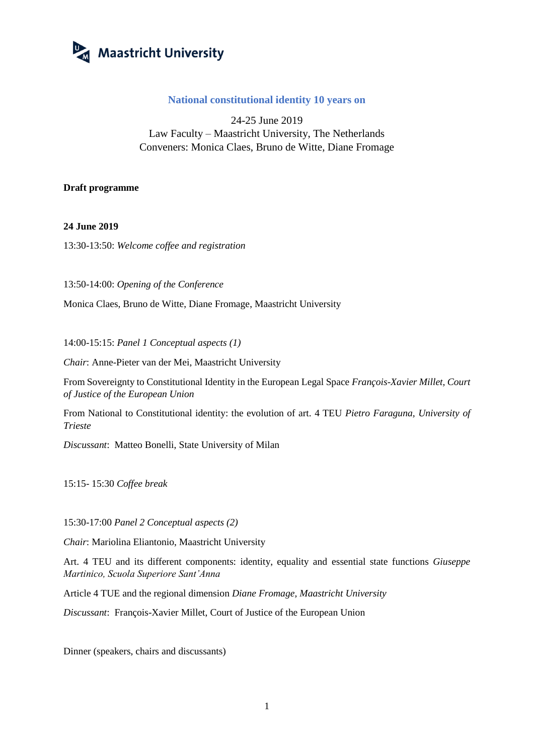Maastricht University

# National constitutional identity 10 years on

24-25 June 2019
Law Faculty – Maastricht University, The Netherlands
Conveners: Monica Claes, Bruno de Witte, Diane Fromage

**Draft programme**

**24 June 2019**

13:30-13:50: *Welcome coffee and registration*

13:50-14:00: *Opening of the Conference*

Monica Claes, Bruno de Witte, Diane Fromage, Maastricht University

14:00-15:15: *Panel 1 Conceptual aspects (1)*

*Chair*: Anne-Pieter van der Mei, Maastricht University

From Sovereignty to Constitutional Identity in the European Legal Space *François-Xavier Millet, Court of Justice of the European Union*

From National to Constitutional identity: the evolution of art. 4 TEU *Pietro Faraguna, University of Trieste*

*Discussant*: Matteo Bonelli, State University of Milan

15:15- 15:30 *Coffee break*

15:30-17:00 *Panel 2 Conceptual aspects (2)*

*Chair*: Mariolina Eliantonio, Maastricht University

Art. 4 TEU and its different components: identity, equality and essential state functions *Giuseppe Martinico, Scuola Superiore Sant'Anna*

Article 4 TUE and the regional dimension *Diane Fromage, Maastricht University*

*Discussant*: François-Xavier Millet, Court of Justice of the European Union

Dinner (speakers, chairs and discussants)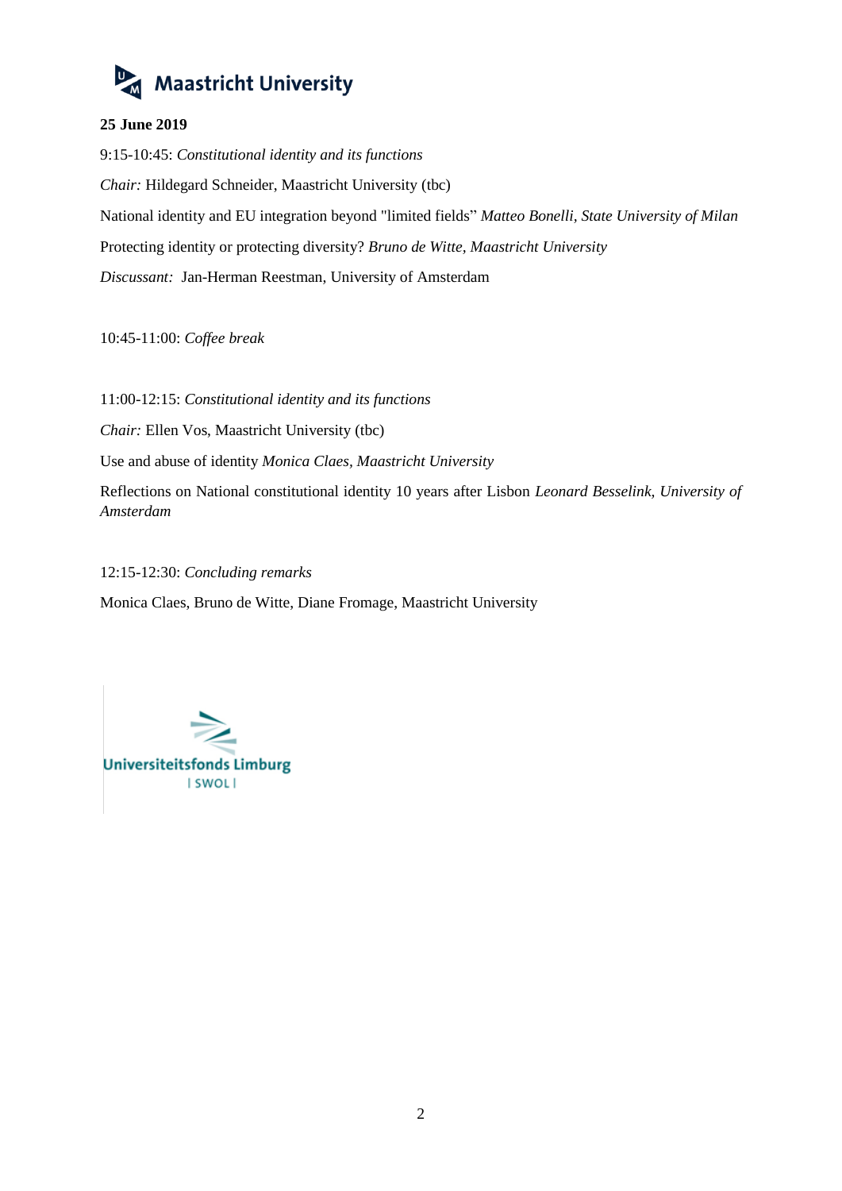Maastricht University

**25 June 2019**

9:15-10:45: *Constitutional identity and its functions*

*Chair:* Hildegard Schneider, Maastricht University (tbc)

National identity and EU integration beyond "limited fields" *Matteo Bonelli, State University of Milan*

Protecting identity or protecting diversity? *Bruno de Witte, Maastricht University*

*Discussant:* Jan-Herman Reestman, University of Amsterdam

10:45-11:00: *Coffee break*

11:00-12:15: *Constitutional identity and its functions*

*Chair:* Ellen Vos, Maastricht University (tbc)

Use and abuse of identity *Monica Claes, Maastricht University*

Reflections on National constitutional identity 10 years after Lisbon *Leonard Besselink, University of Amsterdam*

12:15-12:30: *Concluding remarks*

Monica Claes, Bruno de Witte, Diane Fromage, Maastricht University

Universiteitsfonds Limburg
| SWOL |